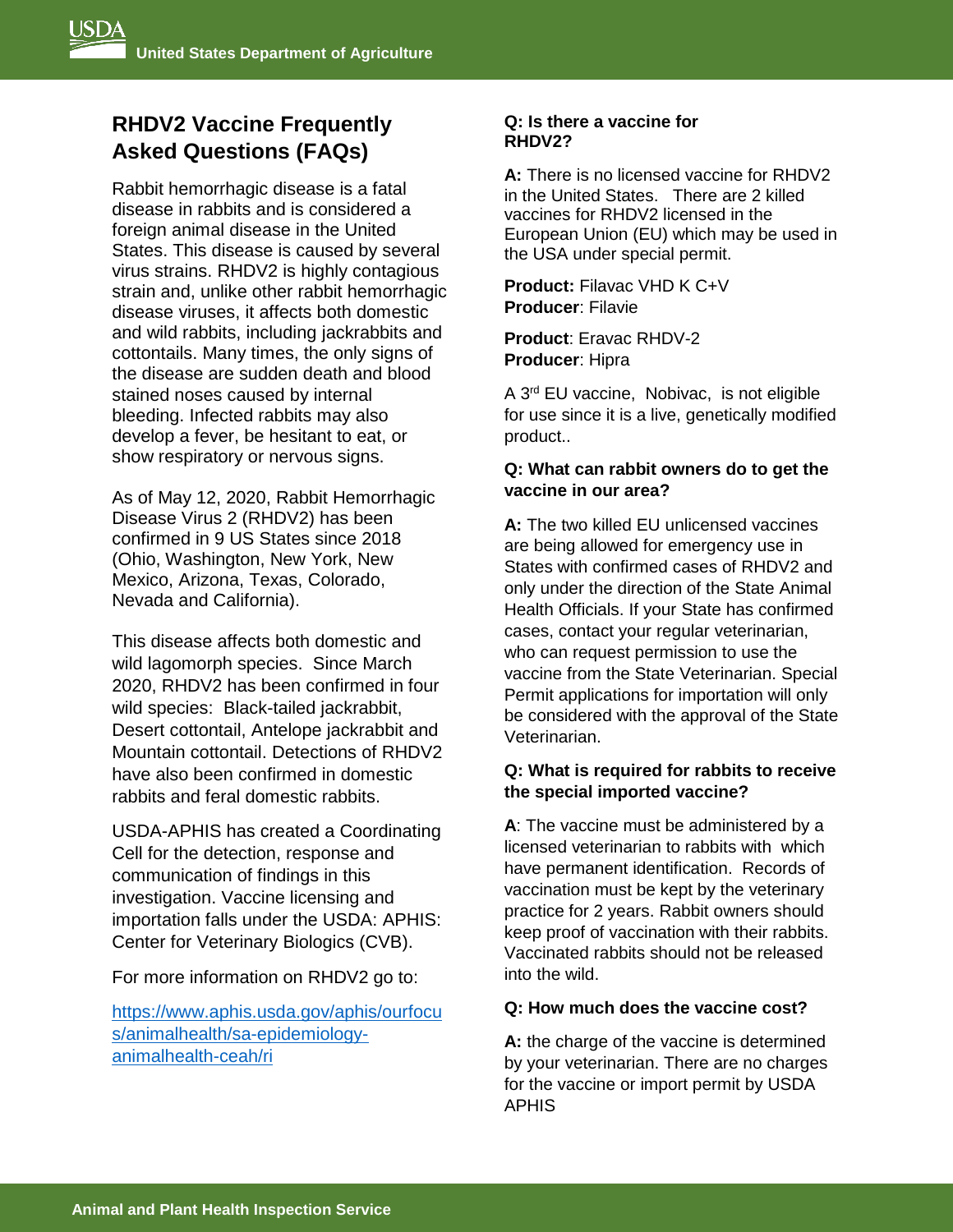# RHDV2 Vaccine Frequently Asked Questions (FAQs)

Rabbit hemorrhagic disease is a fatal disease in rabbits and is considered a foreign animal disease in the United States. This disease is caused by several virus strains. RHDV2 is highly contagious strain and, unlike other rabbit hemorrhagic disease viruses, it affects both domestic and wild rabbits, including jackrabbits and cottontails. Many times, the only signs of the disease are sudden death and blood stained noses caused by internal bleeding. Infected rabbits may also develop a fever, be hesitant to eat, or show respiratory or nervous signs.

As of May 12, 2020, Rabbit Hemorrhagic Disease Virus 2 (RHDV2) has been confirmed in 9 US States since 2018 (Ohio, Washington, New York, New Mexico, Arizona, Texas, Colorado, Nevada and California).

This disease affects both domestic and wild lagomorph species. Since March 2020, RHDV2 has been confirmed in four wild species: Black-tailed jackrabbit, Desert cottontail, Antelope jackrabbit and Mountain cottontail. Detections of RHDV2 have also been confirmed in domestic rabbits and feral domestic rabbits.

USDA-APHIS has created a Coordinating Cell for the detection, response and communication of findings in this investigation. Vaccine licensing and importation falls under the USDA: APHIS: Center for Veterinary Biologics (CVB).

For more information on RHDV2 go to:

[https://www.aphis.usda.gov/aphis/ourfocus/animalhealth/sa-epidemiology-animalhealth-ceah/ri](https://www.aphis.usda.gov/aphis/ourfocus/animalhealth/sa-epidemiology-animalhealth-ceah/ri)

**Q: Is there a vaccine for RHDV2?**

**A:** There is no licensed vaccine for RHDV2 in the United States. There are 2 killed vaccines for RHDV2 licensed in the European Union (EU) which may be used in the USA under special permit.

**Product:** Filavac VHD K C+V
**Producer**: Filavie

**Product**: Eravac RHDV-2
**Producer**: Hipra

A 3rd EU vaccine, Nobivac, is not eligible for use since it is a live, genetically modified product..

**Q: What can rabbit owners do to get the vaccine in our area?**

**A:** The two killed EU unlicensed vaccines are being allowed for emergency use in States with confirmed cases of RHDV2 and only under the direction of the State Animal Health Officials. If your State has confirmed cases, contact your regular veterinarian, who can request permission to use the vaccine from the State Veterinarian. Special Permit applications for importation will only be considered with the approval of the State Veterinarian.

**Q: What is required for rabbits to receive the special imported vaccine?**

**A**: The vaccine must be administered by a licensed veterinarian to rabbits with which have permanent identification. Records of vaccination must be kept by the veterinary practice for 2 years. Rabbit owners should keep proof of vaccination with their rabbits. Vaccinated rabbits should not be released into the wild.

**Q: How much does the vaccine cost?**

**A:** the charge of the vaccine is determined by your veterinarian. There are no charges for the vaccine or import permit by USDA APHIS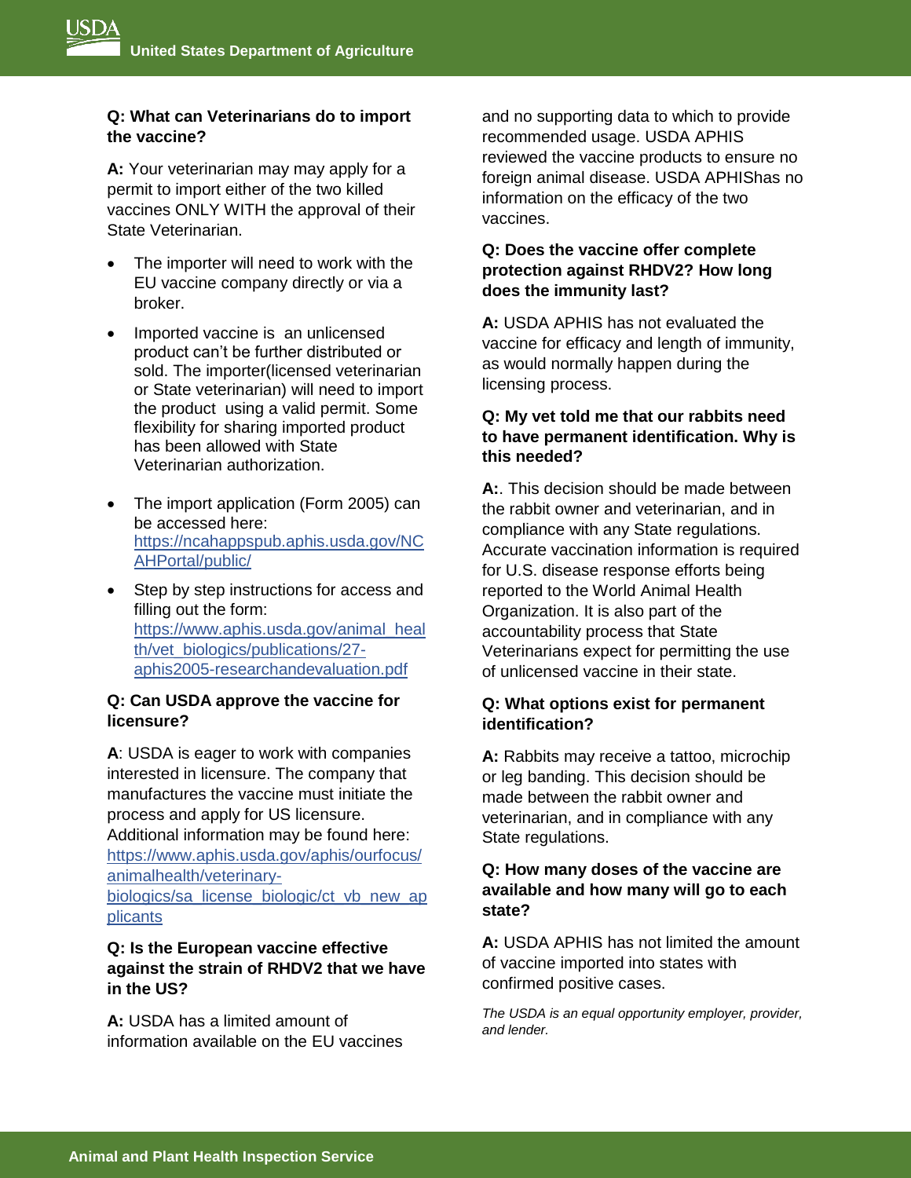**Q: What can Veterinarians do to import the vaccine?**

**A:** Your veterinarian may may apply for a permit to import either of the two killed vaccines ONLY WITH the approval of their State Veterinarian.

- The importer will need to work with the EU vaccine company directly or via a broker.
- Imported vaccine is an unlicensed product can't be further distributed or sold. The importer(licensed veterinarian or State veterinarian) will need to import the product using a valid permit. Some flexibility for sharing imported product has been allowed with State Veterinarian authorization.
- The import application (Form 2005) can be accessed here: https://ncahappspub.aphis.usda.gov/NCAHPortal/public/
- Step by step instructions for access and filling out the form: https://www.aphis.usda.gov/animal_health/vet_biologics/publications/27-aphis2005-researchandevaluation.pdf

**Q: Can USDA approve the vaccine for licensure?**

**A**: USDA is eager to work with companies interested in licensure. The company that manufactures the vaccine must initiate the process and apply for US licensure. Additional information may be found here: https://www.aphis.usda.gov/aphis/ourfocus/animalhealth/veterinary-biologics/sa_license_biologic/ct_vb_new_applicants

**Q: Is the European vaccine effective against the strain of RHDV2 that we have in the US?**

**A:** USDA has a limited amount of information available on the EU vaccines and no supporting data to which to provide recommended usage. USDA APHIS reviewed the vaccine products to ensure no foreign animal disease. USDA APHIShas no information on the efficacy of the two vaccines.

**Q: Does the vaccine offer complete protection against RHDV2? How long does the immunity last?**

**A:** USDA APHIS has not evaluated the vaccine for efficacy and length of immunity, as would normally happen during the licensing process.

**Q: My vet told me that our rabbits need to have permanent identification. Why is this needed?**

**A:**. This decision should be made between the rabbit owner and veterinarian, and in compliance with any State regulations. Accurate vaccination information is required for U.S. disease response efforts being reported to the World Animal Health Organization. It is also part of the accountability process that State Veterinarians expect for permitting the use of unlicensed vaccine in their state.

**Q: What options exist for permanent identification?**

**A:** Rabbits may receive a tattoo, microchip or leg banding. This decision should be made between the rabbit owner and veterinarian, and in compliance with any State regulations.

**Q: How many doses of the vaccine are available and how many will go to each state?**

**A:** USDA APHIS has not limited the amount of vaccine imported into states with confirmed positive cases.

*The USDA is an equal opportunity employer, provider, and lender.*